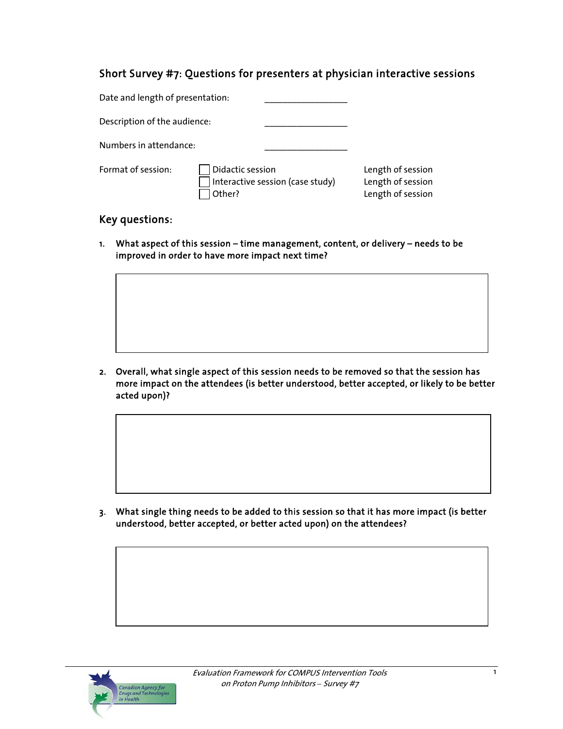## Short Survey #7: Questions for presenters at physician interactive sessions

Date and length of presentation: ________________

Description of the audience: ________________

Numbers in attendance: ________________

Format of session:

- ☐ Didactic session — Length of session
- ☐ Interactive session (case study) — Length of session
- ☐ Other? — Length of session

## Key questions:

1. **What aspect of this session – time management, content, or delivery – needs to be improved in order to have more impact next time?**

2. **Overall, what single aspect of this session needs to be removed so that the session has more impact on the attendees (is better understood, better accepted, or likely to be better acted upon)?**

3. **What single thing needs to be added to this session so that it has more impact (is better understood, better accepted, or better acted upon) on the attendees?**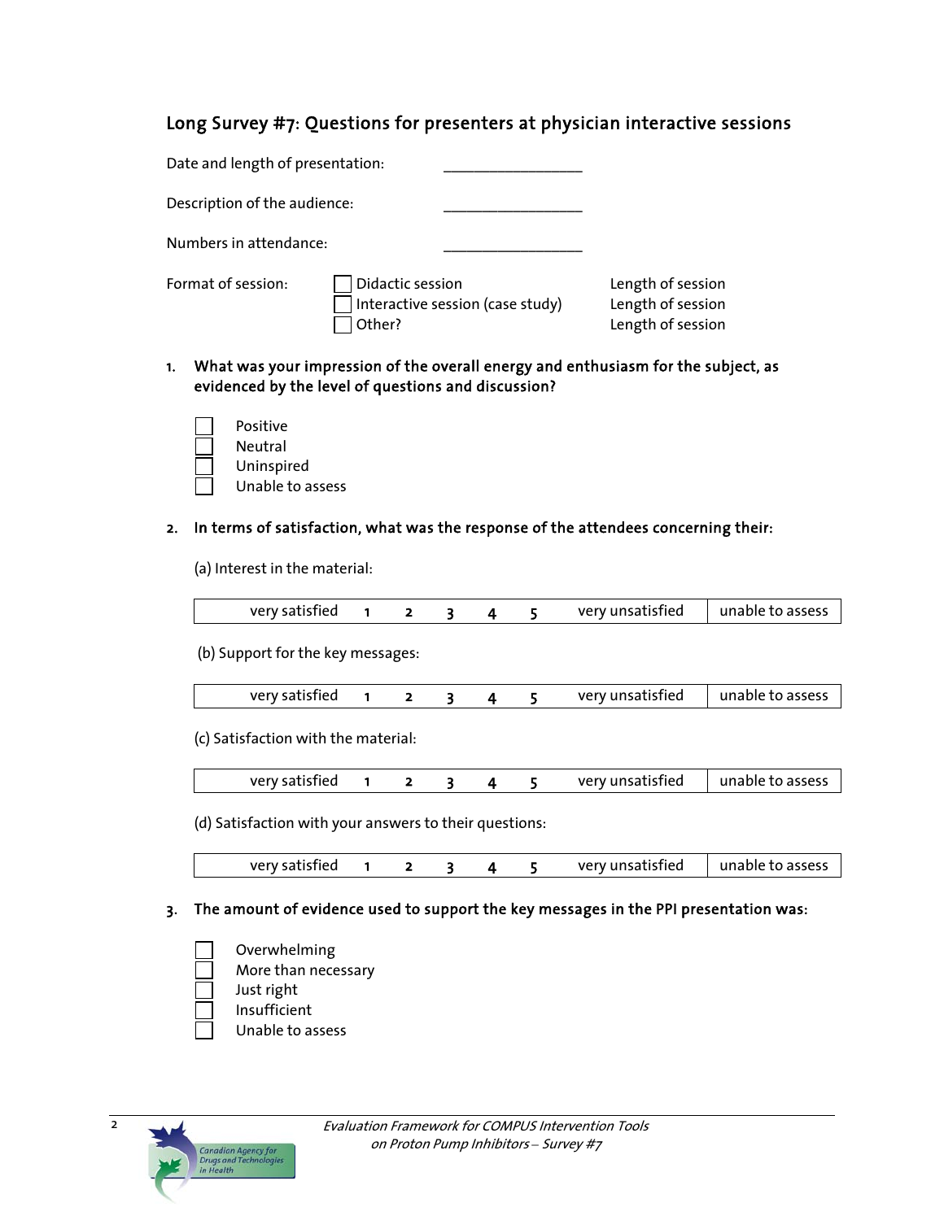## Long Survey #7: Questions for presenters at physician interactive sessions

Date and length of presentation: ________________

Description of the audience: ________________

Numbers in attendance: ________________

Format of session:

- ☐ Didactic session — Length of session
- ☐ Interactive session (case study) — Length of session
- ☐ Other? — Length of session

**1. What was your impression of the overall energy and enthusiasm for the subject, as evidenced by the level of questions and discussion?**

- ☐ Positive
- ☐ Neutral
- ☐ Uninspired
- ☐ Unable to assess

**2. In terms of satisfaction, what was the response of the attendees concerning their:**

(a) Interest in the material:

| very satisfied | 1 | 2 | 3 | 4 | 5 | very unsatisfied | unable to assess |
|---|---|---|---|---|---|---|---|

(b) Support for the key messages:

| very satisfied | 1 | 2 | 3 | 4 | 5 | very unsatisfied | unable to assess |
|---|---|---|---|---|---|---|---|

(c) Satisfaction with the material:

| very satisfied | 1 | 2 | 3 | 4 | 5 | very unsatisfied | unable to assess |
|---|---|---|---|---|---|---|---|

(d) Satisfaction with your answers to their questions:

| very satisfied | 1 | 2 | 3 | 4 | 5 | very unsatisfied | unable to assess |
|---|---|---|---|---|---|---|---|

**3. The amount of evidence used to support the key messages in the PPI presentation was:**

- ☐ Overwhelming
- ☐ More than necessary
- ☐ Just right
- ☐ Insufficient
- ☐ Unable to assess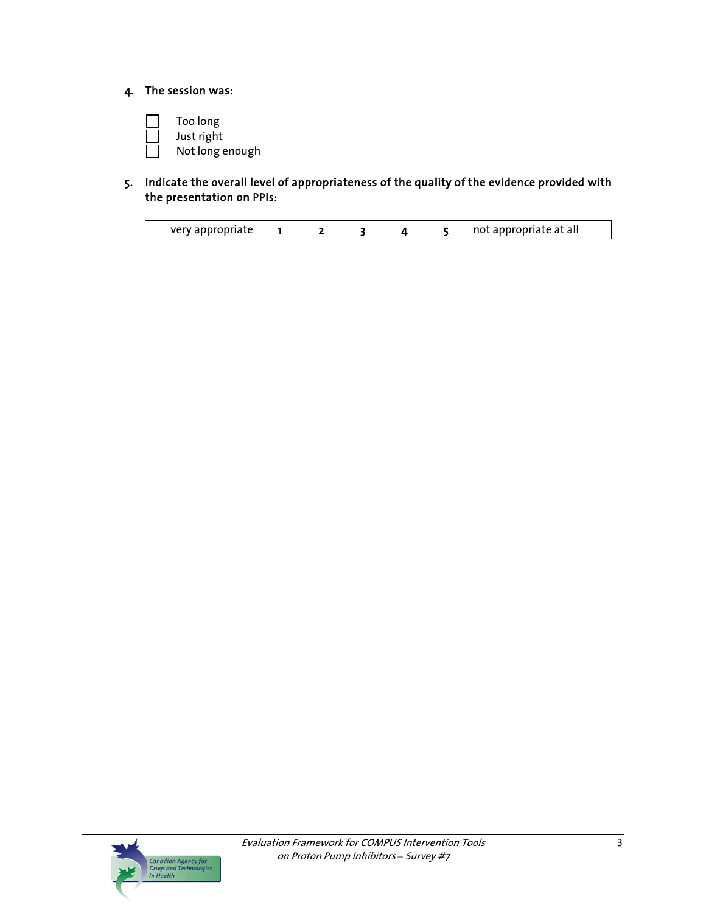4. **The session was:**

- ☐ Too long
- ☐ Just right
- ☐ Not long enough

5. **Indicate the overall level of appropriateness of the quality of the evidence provided with the presentation on PPIs:**

| | | | | | | |
|---|---|---|---|---|---|---|
| very appropriate | **1** | **2** | **3** | **4** | **5** | not appropriate at all |